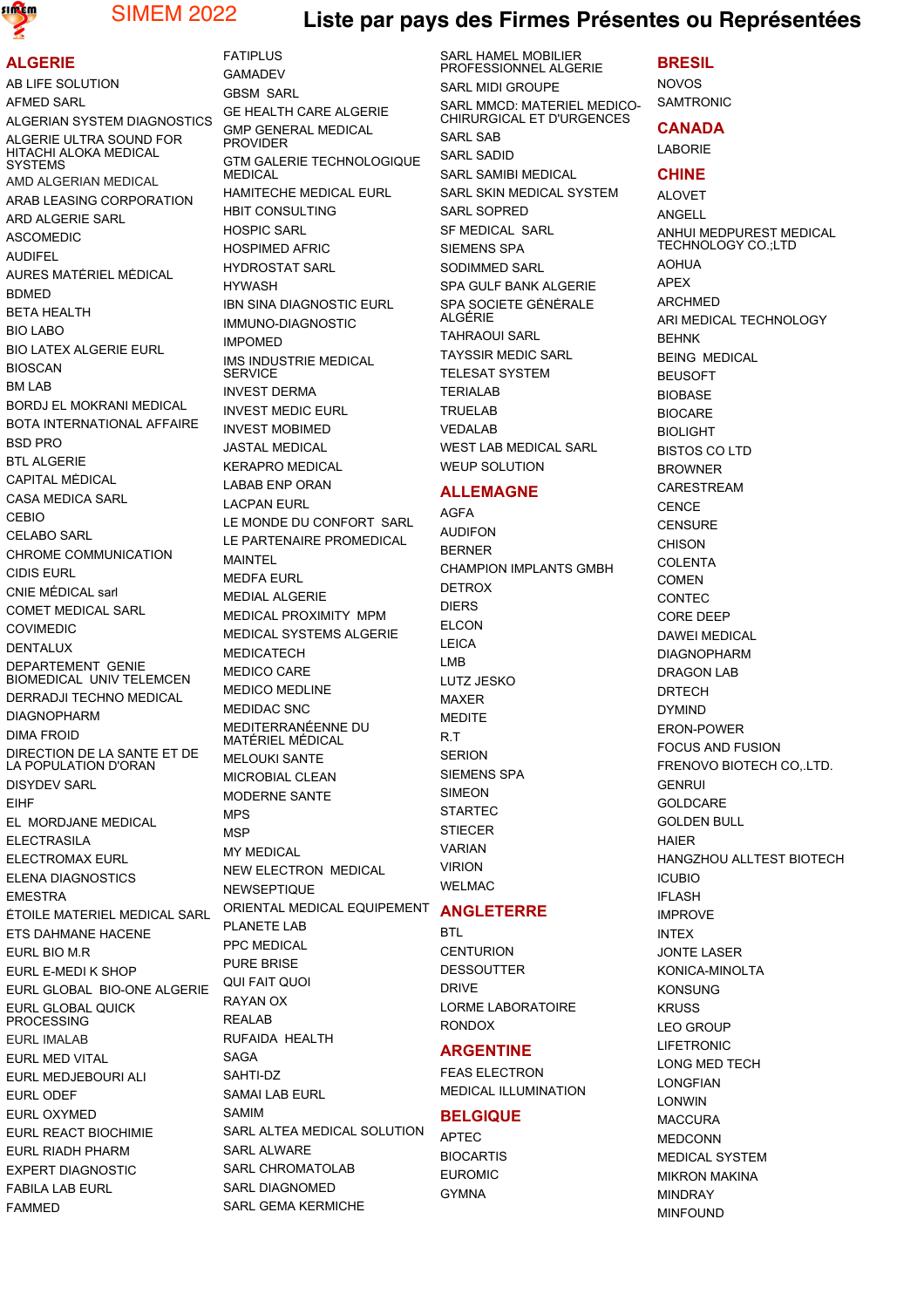# SIMEM 2022 — Liste par pays des Firmes Présentes ou Représentées

## ALGERIE

AB LIFE SOLUTION
AFMED SARL
ALGERIAN SYSTEM DIAGNOSTICS
ALGERIE ULTRA SOUND FOR HITACHI ALOKA MEDICAL SYSTEMS
AMD ALGERIAN MEDICAL
ARAB LEASING CORPORATION
ARD ALGERIE SARL
ASCOMEDIC
AUDIFEL
AURES MATÉRIEL MÉDICAL
BDMED
BETA HEALTH
BIO LABO
BIO LATEX ALGERIE EURL
BIOSCAN
BM LAB
BORDJ EL MOKRANI MEDICAL
BOTA INTERNATIONAL AFFAIRE
BSD PRO
BTL ALGERIE
CAPITAL MÉDICAL
CASA MEDICA SARL
CEBIO
CELABO SARL
CHROME COMMUNICATION
CIDIS EURL
CNIE MÉDICAL sarl
COMET MEDICAL SARL
COVIMEDIC
DENTALUX
DEPARTEMENT GENIE BIOMEDICAL UNIV TELEMCEN
DERRADJI TECHNO MEDICAL
DIAGNOPHARM
DIMA FROID
DIRECTION DE LA SANTE ET DE LA POPULATION D'ORAN
DISYDEV SARL
EIHF
EL MORDJANE MEDICAL
ELECTRASILA
ELECTROMAX EURL
ELENA DIAGNOSTICS
EMESTRA
ÉTOILE MATERIEL MEDICAL SARL
ETS DAHMANE HACENE
EURL BIO M.R
EURL E-MEDI K SHOP
EURL GLOBAL BIO-ONE ALGERIE
EURL GLOBAL QUICK PROCESSING
EURL IMALAB
EURL MED VITAL
EURL MEDJEBOURI ALI
EURL ODEF
EURL OXYMED
EURL REACT BIOCHIMIE
EURL RIADH PHARM
EXPERT DIAGNOSTIC
FABILA LAB EURL
FAMMED
FATIPLUS
GAMADEV
GBSM SARL
GE HEALTH CARE ALGERIE
GMP GENERAL MEDICAL PROVIDER
GTM GALERIE TECHNOLOGIQUE MEDICAL
HAMITECHE MEDICAL EURL
HBIT CONSULTING
HOSPIC SARL
HOSPIMED AFRIC
HYDROSTAT SARL
HYWASH
IBN SINA DIAGNOSTIC EURL
IMMUNO-DIAGNOSTIC
IMPOMED
IMS INDUSTRIE MEDICAL SERVICE
INVEST DERMA
INVEST MEDIC EURL
INVEST MOBIMED
JASTAL MEDICAL
KERAPRO MEDICAL
LABAB ENP ORAN
LACPAN EURL
LE MONDE DU CONFORT SARL
LE PARTENAIRE PROMEDICAL
MAINTEL
MEDFA EURL
MEDIAL ALGERIE
MEDICAL PROXIMITY MPM
MEDICAL SYSTEMS ALGERIE
MEDICATECH
MEDICO CARE
MEDICO MEDLINE
MEDIDAC SNC
MEDITERRANÉENNE DU MATÉRIEL MÉDICAL
MELOUKI SANTE
MICROBIAL CLEAN
MODERNE SANTE
MPS
MSP
MY MEDICAL
NEW ELECTRON MEDICAL
NEWSEPTIQUE
ORIENTAL MEDICAL EQUIPEMENT
PLANETE LAB
PPC MEDICAL
PURE BRISE
QUI FAIT QUOI
RAYAN OX
REALAB
RUFAIDA HEALTH
SAGA
SAHTI-DZ
SAMAI LAB EURL
SAMIM
SARL ALTEA MEDICAL SOLUTION
SARL ALWARE
SARL CHROMATOLAB
SARL DIAGNOMED
SARL GEMA KERMICHE
SARL HAMEL MOBILIER PROFESSIONNEL ALGERIE
SARL MIDI GROUPE
SARL MMCD: MATERIEL MEDICO-CHIRURGICAL ET D'URGENCES
SARL SAB
SARL SADID
SARL SAMIBI MEDICAL
SARL SKIN MEDICAL SYSTEM
SARL SOPRED
SF MEDICAL SARL
SIEMENS SPA
SODIMMED SARL
SPA GULF BANK ALGERIE
SPA SOCIETE GÉNÉRALE ALGÉRIE
TAHRAOUI SARL
TAYSSIR MEDIC SARL
TELESAT SYSTEM
TERIALAB
TRUELAB
VEDALAB
WEST LAB MEDICAL SARL
WEUP SOLUTION

## ALLEMAGNE

AGFA
AUDIFON
BERNER
CHAMPION IMPLANTS GMBH
DETROX
DIERS
ELCON
LEICA
LMB
LUTZ JESKO
MAXER
MEDITE
R.T
SERION
SIEMENS SPA
SIMEON
STARTEC
STIECER
VARIAN
VIRION
WELMAC

## ANGLETERRE

BTL
CENTURION
DESSOUTTER
DRIVE
LORME LABORATOIRE
RONDOX

## ARGENTINE

FEAS ELECTRON
MEDICAL ILLUMINATION

## BELGIQUE

APTEC
BIOCARTIS
EUROMIC
GYMNA

## BRESIL

NOVOS
SAMTRONIC

## CANADA

LABORIE

## CHINE

ALOVET
ANGELL
ANHUI MEDPUREST MEDICAL TECHNOLOGY CO.;LTD
AOHUA
APEX
ARCHMED
ARI MEDICAL TECHNOLOGY
BEHNK
BEING MEDICAL
BEUSOFT
BIOBASE
BIOCARE
BIOLIGHT
BISTOS CO LTD
BROWNER
CARESTREAM
CENCE
CENSURE
CHISON
COLENTA
COMEN
CONTEC
CORE DEEP
DAWEI MEDICAL
DIAGNOPHARM
DRAGON LAB
DRTECH
DYMIND
ERON-POWER
FOCUS AND FUSION
FRENOVO BIOTECH CO,.LTD.
GENRUI
GOLDCARE
GOLDEN BULL
HAIER
HANGZHOU ALLTEST BIOTECH
ICUBIO
IFLASH
IMPROVE
INTEX
JONTE LASER
KONICA-MINOLTA
KONSUNG
KRUSS
LEO GROUP
LIFETRONIC
LONG MED TECH
LONGFIAN
LONWIN
MACCURA
MEDCONN
MEDICAL SYSTEM
MIKRON MAKINA
MINDRAY
MINFOUND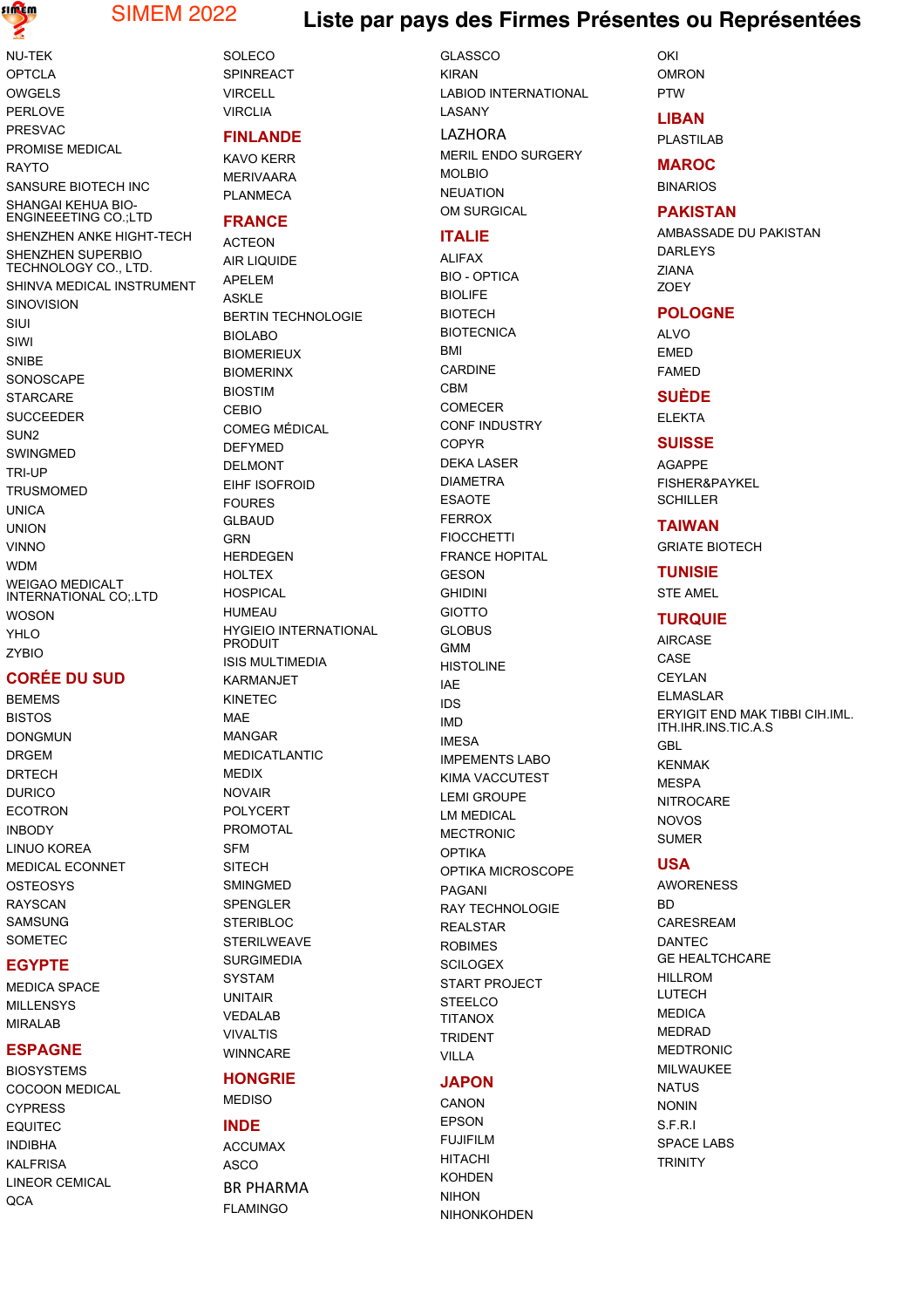SIMEM 2022

# Liste par pays des Firmes Présentes ou Représentées

NU-TEK
OPTCLA
OWGELS
PERLOVE
PRESVAC
PROMISE MEDICAL
RAYTO
SANSURE BIOTECH INC
SHANGAI KEHUA BIO-ENGINEEETING CO.;LTD
SHENZHEN ANKE HIGHT-TECH
SHENZHEN SUPERBIO TECHNOLOGY CO., LTD.
SHINVA MEDICAL INSTRUMENT
SINOVISION
SIUI
SIWI
SNIBE
SONOSCAPE
STARCARE
SUCCEEDER
SUN2
SWINGMED
TRI-UP
TRUSMOMED
UNICA
UNION
VINNO
WDM
WEIGAO MEDICALT INTERNATIONAL CO;.LTD
WOSON
YHLO
ZYBIO

## CORÉE DU SUD

BEMEMS
BISTOS
DONGMUN
DRGEM
DRTECH
DURICO
ECOTRON
INBODY
LINUO KOREA
MEDICAL ECONNET
OSTEOSYS
RAYSCAN
SAMSUNG
SOMETEC

## EGYPTE

MEDICA SPACE
MILLENSYS
MIRALAB

## ESPAGNE

BIOSYSTEMS
COCOON MEDICAL
CYPRESS
EQUITEC
INDIBHA
KALFRISA
LINEOR CEMICAL
QCA

SOLECO
SPINREACT
VIRCELL
VIRCLIA

## FINLANDE

KAVO KERR
MERIVAARA
PLANMECA

## FRANCE

ACTEON
AIR LIQUIDE
APELEM
ASKLE
BERTIN TECHNOLOGIE
BIOLABO
BIOMERIEUX
BIOMERINX
BIOSTIM
CEBIO
COMEG MÉDICAL
DEFYMED
DELMONT
EIHF ISOFROID
FOURES
GLBAUD
GRN
HERDEGEN
HOLTEX
HOSPICAL
HUMEAU
HYGIEIO INTERNATIONAL PRODUIT
ISIS MULTIMEDIA
KARMANJET
KINETEC
MAE
MANGAR
MEDICATLANTIC
MEDIX
NOVAIR
POLYCERT
PROMOTAL
SFM
SITECH
SMINGMED
SPENGLER
STERIBLOC
STERILWEAVE
SURGIMEDIA
SYSTAM
UNITAIR
VEDALAB
VIVALTIS
WINNCARE

## HONGRIE

MEDISO

## INDE

ACCUMAX
ASCO
BR PHARMA
FLAMINGO

GLASSCO
KIRAN
LABIOD INTERNATIONAL
LASANY
LAZHORA
MERIL ENDO SURGERY
MOLBIO
NEUATION
OM SURGICAL

## ITALIE

ALIFAX
BIO - OPTICA
BIOLIFE
BIOTECH
BIOTECNICA
BMI
CARDINE
CBM
COMECER
CONF INDUSTRY
COPYR
DEKA LASER
DIAMETRA
ESAOTE
FERROX
FIOCCHETTI
FRANCE HOPITAL
GESON
GHIDINI
GIOTTO
GLOBUS
GMM
HISTOLINE
IAE
IDS
IMD
IMESA
IMPEMENTS LABO
KIMA VACCUTEST
LEMI GROUPE
LM MEDICAL
MECTRONIC
OPTIKA
OPTIKA MICROSCOPE
PAGANI
RAY TECHNOLOGIE
REALSTAR
ROBIMES
SCILOGEX
START PROJECT
STEELCO
TITANOX
TRIDENT
VILLA

## JAPON

CANON
EPSON
FUJIFILM
HITACHI
KOHDEN
NIHON
NIHONKOHDEN

OKI
OMRON
PTW

## LIBAN

PLASTILAB

## MAROC

BINARIOS

## PAKISTAN

AMBASSADE DU PAKISTAN
DARLEYS
ZIANA
ZOEY

## POLOGNE

ALVO
EMED
FAMED

## SUÈDE

ELEKTA

## SUISSE

AGAPPE
FISHER&PAYKEL
SCHILLER

## TAIWAN

GRIATE BIOTECH

## TUNISIE

STE AMEL

## TURQUIE

AIRCASE
CASE
CEYLAN
ELMASLAR
ERYIGIT END MAK TIBBI CIH.IML. ITH.IHR.INS.TIC.A.S
GBL
KENMAK
MESPA
NITROCARE
NOVOS
SUMER

## USA

AWORENESS
BD
CARESREAM
DANTEC
GE HEALTCHCARE
HILLROM
LUTECH
MEDICA
MEDRAD
MEDTRONIC
MILWAUKEE
NATUS
NONIN
S.F.R.I
SPACE LABS
TRINITY